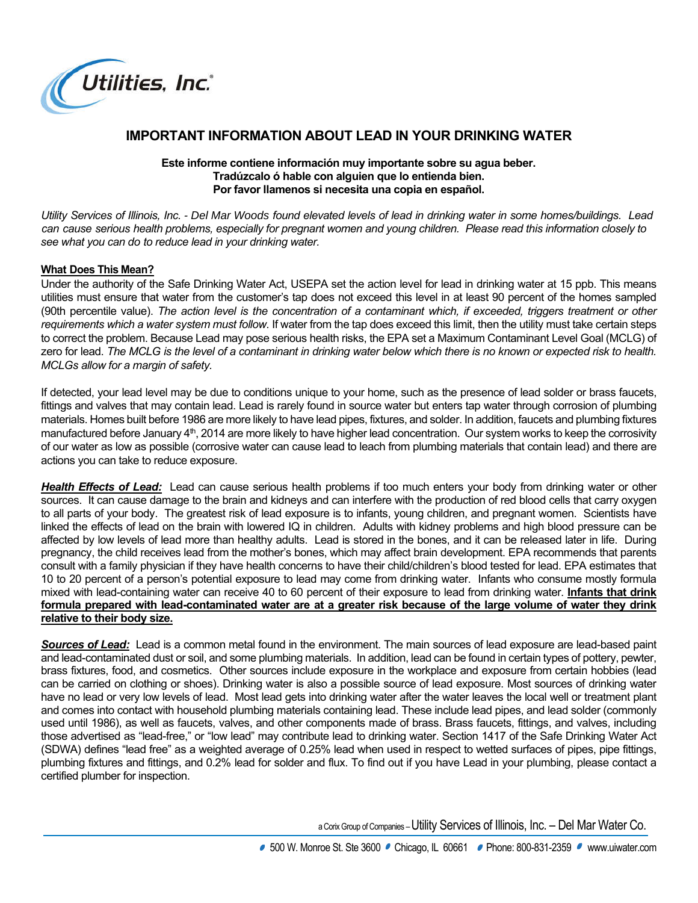Utilities, Inc.®

# IMPORTANT INFORMATION ABOUT LEAD IN YOUR DRINKING WATER

**Este informe contiene información muy importante sobre su agua beber.**
**Tradúzcalo ó hable con alguien que lo entienda bien.**
**Por favor llamenos si necesita una copia en español.**

*Utility Services of Illinois, Inc. - Del Mar Woods found elevated levels of lead in drinking water in some homes/buildings. Lead can cause serious health problems, especially for pregnant women and young children. Please read this information closely to see what you can do to reduce lead in your drinking water.*

**What Does This Mean?**

Under the authority of the Safe Drinking Water Act, USEPA set the action level for lead in drinking water at 15 ppb. This means utilities must ensure that water from the customer's tap does not exceed this level in at least 90 percent of the homes sampled (90th percentile value). *The action level is the concentration of a contaminant which, if exceeded, triggers treatment or other requirements which a water system must follow*. If water from the tap does exceed this limit, then the utility must take certain steps to correct the problem. Because Lead may pose serious health risks, the EPA set a Maximum Contaminant Level Goal (MCLG) of zero for lead. *The MCLG is the level of a contaminant in drinking water below which there is no known or expected risk to health. MCLGs allow for a margin of safety.*

If detected, your lead level may be due to conditions unique to your home, such as the presence of lead solder or brass faucets, fittings and valves that may contain lead. Lead is rarely found in source water but enters tap water through corrosion of plumbing materials. Homes built before 1986 are more likely to have lead pipes, fixtures, and solder. In addition, faucets and plumbing fixtures manufactured before January 4th, 2014 are more likely to have higher lead concentration. Our system works to keep the corrosivity of our water as low as possible (corrosive water can cause lead to leach from plumbing materials that contain lead) and there are actions you can take to reduce exposure.

***Health Effects of Lead:*** Lead can cause serious health problems if too much enters your body from drinking water or other sources. It can cause damage to the brain and kidneys and can interfere with the production of red blood cells that carry oxygen to all parts of your body. The greatest risk of lead exposure is to infants, young children, and pregnant women. Scientists have linked the effects of lead on the brain with lowered IQ in children. Adults with kidney problems and high blood pressure can be affected by low levels of lead more than healthy adults. Lead is stored in the bones, and it can be released later in life. During pregnancy, the child receives lead from the mother's bones, which may affect brain development. EPA recommends that parents consult with a family physician if they have health concerns to have their child/children's blood tested for lead. EPA estimates that 10 to 20 percent of a person's potential exposure to lead may come from drinking water. Infants who consume mostly formula mixed with lead-containing water can receive 40 to 60 percent of their exposure to lead from drinking water. **Infants that drink formula prepared with lead-contaminated water are at a greater risk because of the large volume of water they drink relative to their body size.**

***Sources of Lead:*** Lead is a common metal found in the environment. The main sources of lead exposure are lead-based paint and lead-contaminated dust or soil, and some plumbing materials. In addition, lead can be found in certain types of pottery, pewter, brass fixtures, food, and cosmetics. Other sources include exposure in the workplace and exposure from certain hobbies (lead can be carried on clothing or shoes). Drinking water is also a possible source of lead exposure. Most sources of drinking water have no lead or very low levels of lead. Most lead gets into drinking water after the water leaves the local well or treatment plant and comes into contact with household plumbing materials containing lead. These include lead pipes, and lead solder (commonly used until 1986), as well as faucets, valves, and other components made of brass. Brass faucets, fittings, and valves, including those advertised as "lead-free," or "low lead" may contribute lead to drinking water. Section 1417 of the Safe Drinking Water Act (SDWA) defines "lead free" as a weighted average of 0.25% lead when used in respect to wetted surfaces of pipes, pipe fittings, plumbing fixtures and fittings, and 0.2% lead for solder and flux. To find out if you have Lead in your plumbing, please contact a certified plumber for inspection.

a Corix Group of Companies – Utility Services of Illinois, Inc. – Del Mar Water Co.

500 W. Monroe St. Ste 3600 • Chicago, IL 60661 • Phone: 800-831-2359 • www.uiwater.com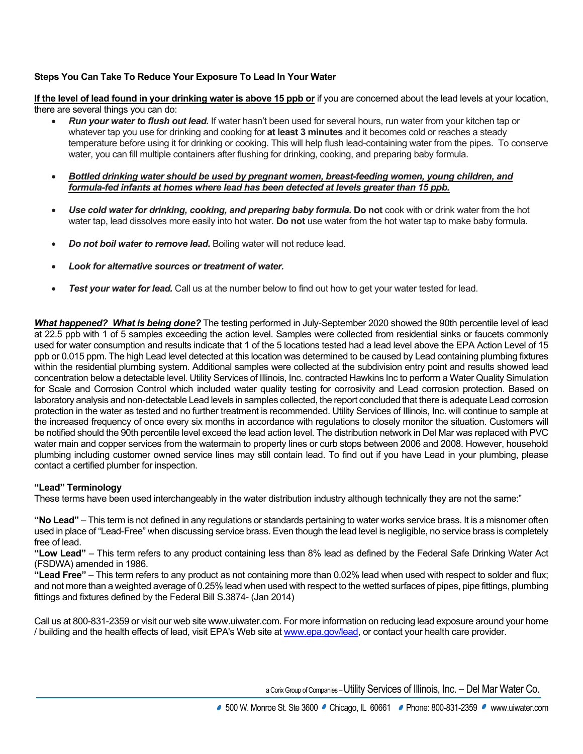**Steps You Can Take To Reduce Your Exposure To Lead In Your Water**

**If the level of lead found in your drinking water is above 15 ppb or** if you are concerned about the lead levels at your location, there are several things you can do:

- ***Run your water to flush out lead.*** If water hasn't been used for several hours, run water from your kitchen tap or whatever tap you use for drinking and cooking for **at least 3 minutes** and it becomes cold or reaches a steady temperature before using it for drinking or cooking. This will help flush lead-containing water from the pipes. To conserve water, you can fill multiple containers after flushing for drinking, cooking, and preparing baby formula.

- ***Bottled drinking water should be used by pregnant women, breast-feeding women, young children, and formula-fed infants at homes where lead has been detected at levels greater than 15 ppb.***

- ***Use cold water for drinking, cooking, and preparing baby formula.*** **Do not** cook with or drink water from the hot water tap, lead dissolves more easily into hot water. **Do not** use water from the hot water tap to make baby formula.

- ***Do not boil water to remove lead.*** Boiling water will not reduce lead.

- ***Look for alternative sources or treatment of water.***

- ***Test your water for lead.*** Call us at the number below to find out how to get your water tested for lead.

***What happened? What is being done?*** The testing performed in July-September 2020 showed the 90th percentile level of lead at 22.5 ppb with 1 of 5 samples exceeding the action level. Samples were collected from residential sinks or faucets commonly used for water consumption and results indicate that 1 of the 5 locations tested had a lead level above the EPA Action Level of 15 ppb or 0.015 ppm. The high Lead level detected at this location was determined to be caused by Lead containing plumbing fixtures within the residential plumbing system. Additional samples were collected at the subdivision entry point and results showed lead concentration below a detectable level. Utility Services of Illinois, Inc. contracted Hawkins Inc to perform a Water Quality Simulation for Scale and Corrosion Control which included water quality testing for corrosivity and Lead corrosion protection. Based on laboratory analysis and non-detectable Lead levels in samples collected, the report concluded that there is adequate Lead corrosion protection in the water as tested and no further treatment is recommended. Utility Services of Illinois, Inc. will continue to sample at the increased frequency of once every six months in accordance with regulations to closely monitor the situation. Customers will be notified should the 90th percentile level exceed the lead action level. The distribution network in Del Mar was replaced with PVC water main and copper services from the watermain to property lines or curb stops between 2006 and 2008. However, household plumbing including customer owned service lines may still contain lead. To find out if you have Lead in your plumbing, please contact a certified plumber for inspection.

**"Lead" Terminology**

These terms have been used interchangeably in the water distribution industry although technically they are not the same:"

**"No Lead"** – This term is not defined in any regulations or standards pertaining to water works service brass. It is a misnomer often used in place of "Lead-Free" when discussing service brass. Even though the lead level is negligible, no service brass is completely free of lead.

**"Low Lead"** – This term refers to any product containing less than 8% lead as defined by the Federal Safe Drinking Water Act (FSDWA) amended in 1986.

**"Lead Free"** – This term refers to any product as not containing more than 0.02% lead when used with respect to solder and flux; and not more than a weighted average of 0.25% lead when used with respect to the wetted surfaces of pipes, pipe fittings, plumbing fittings and fixtures defined by the Federal Bill S.3874- (Jan 2014)

Call us at 800-831-2359 or visit our web site www.uiwater.com. For more information on reducing lead exposure around your home / building and the health effects of lead, visit EPA's Web site at www.epa.gov/lead, or contact your health care provider.

a Corix Group of Companies – Utility Services of Illinois, Inc. – Del Mar Water Co.

500 W. Monroe St. Ste 3600 • Chicago, IL 60661 • Phone: 800-831-2359 • www.uiwater.com